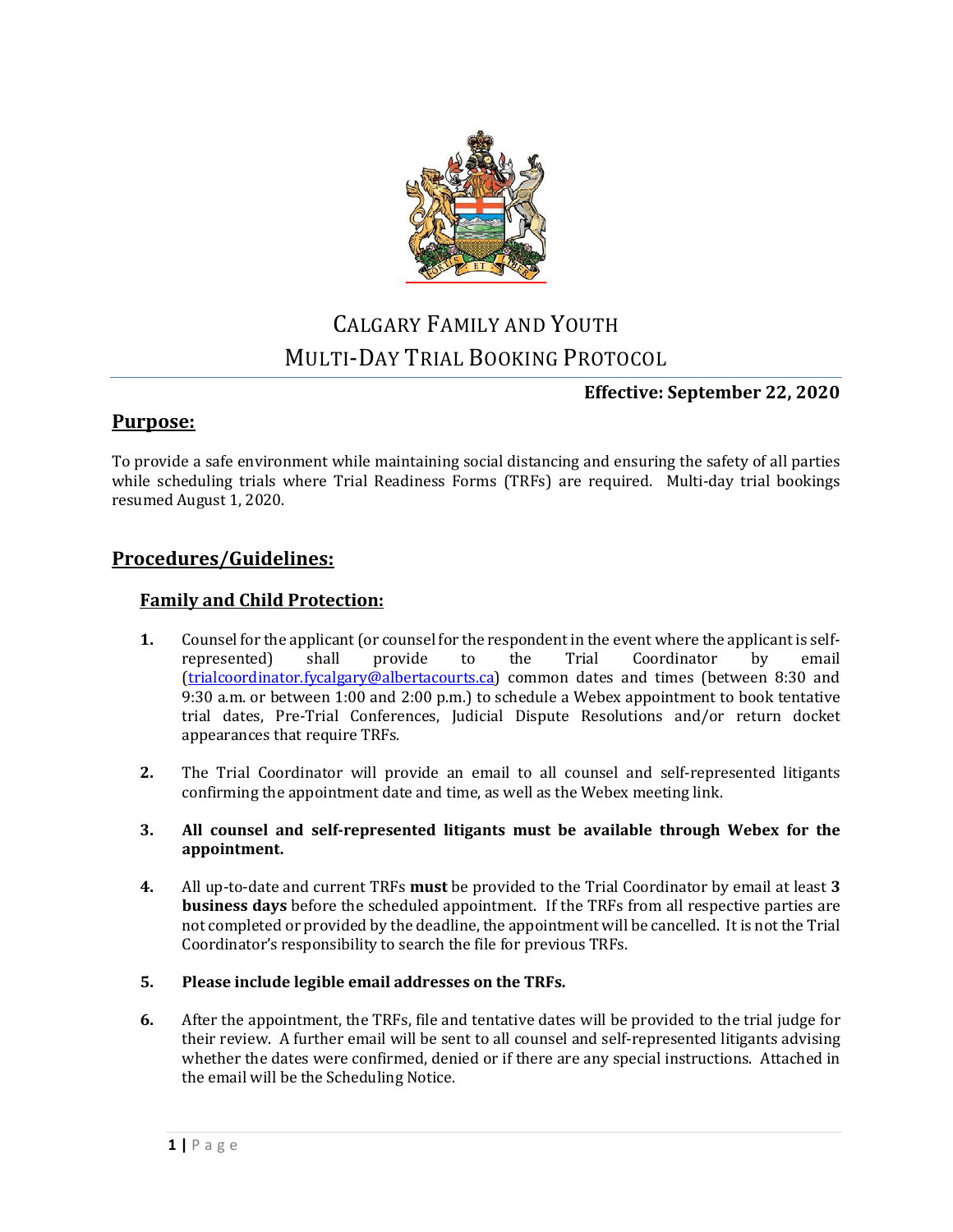# Calgary Family and Youth Multi-Day Trial Booking Protocol

**Effective: September 22, 2020**

## Purpose:

To provide a safe environment while maintaining social distancing and ensuring the safety of all parties while scheduling trials where Trial Readiness Forms (TRFs) are required. Multi-day trial bookings resumed August 1, 2020.

## Procedures/Guidelines:

### Family and Child Protection:

1. Counsel for the applicant (or counsel for the respondent in the event where the applicant is self-represented) shall provide to the Trial Coordinator by email (trialcoordinator.fycalgary@albertacourts.ca) common dates and times (between 8:30 and 9:30 a.m. or between 1:00 and 2:00 p.m.) to schedule a Webex appointment to book tentative trial dates, Pre-Trial Conferences, Judicial Dispute Resolutions and/or return docket appearances that require TRFs.

2. The Trial Coordinator will provide an email to all counsel and self-represented litigants confirming the appointment date and time, as well as the Webex meeting link.

3. **All counsel and self-represented litigants must be available through Webex for the appointment.**

4. All up-to-date and current TRFs **must** be provided to the Trial Coordinator by email at least **3 business days** before the scheduled appointment. If the TRFs from all respective parties are not completed or provided by the deadline, the appointment will be cancelled. It is not the Trial Coordinator's responsibility to search the file for previous TRFs.

5. **Please include legible email addresses on the TRFs.**

6. After the appointment, the TRFs, file and tentative dates will be provided to the trial judge for their review. A further email will be sent to all counsel and self-represented litigants advising whether the dates were confirmed, denied or if there are any special instructions. Attached in the email will be the Scheduling Notice.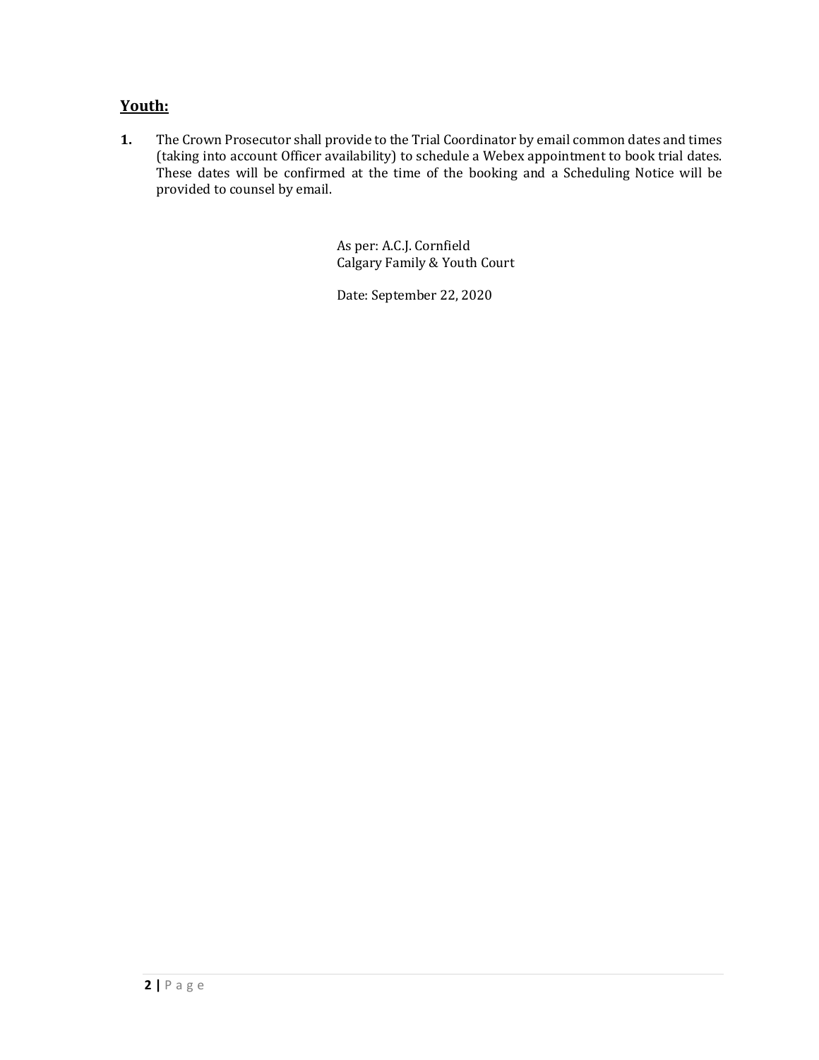**<u>Youth:</u>**

**1.** The Crown Prosecutor shall provide to the Trial Coordinator by email common dates and times (taking into account Officer availability) to schedule a Webex appointment to book trial dates. These dates will be confirmed at the time of the booking and a Scheduling Notice will be provided to counsel by email.

As per: A.C.J. Cornfield
Calgary Family & Youth Court

Date: September 22, 2020